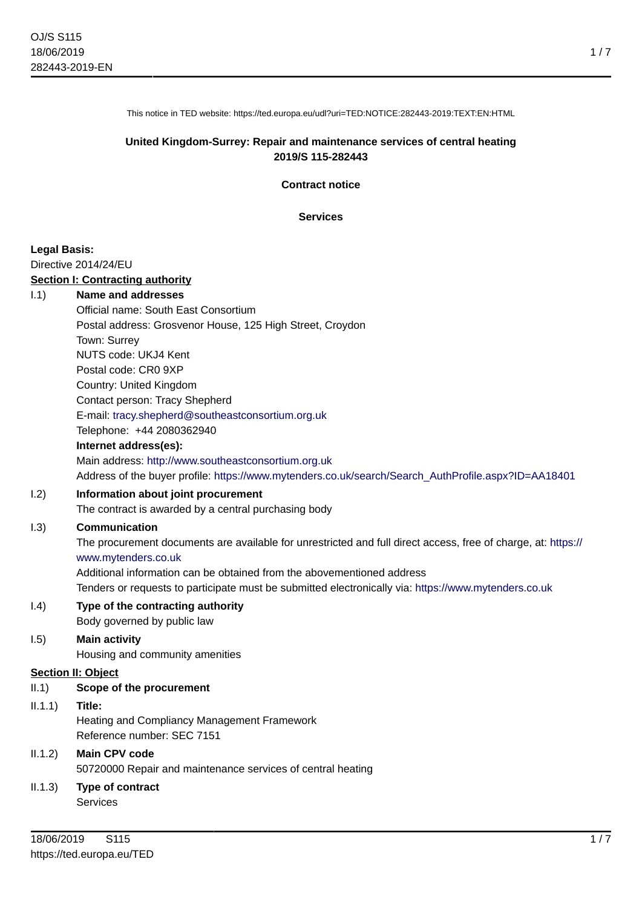This notice in TED website: https://ted.europa.eu/udl?uri=TED:NOTICE:282443-2019:TEXT:EN:HTML

**United Kingdom-Surrey: Repair and maintenance services of central heating**
**2019/S 115-282443**

**Contract notice**

**Services**

**Legal Basis:**
Directive 2014/24/EU

**Section I: Contracting authority**

I.1) **Name and addresses**
Official name: South East Consortium
Postal address: Grosvenor House, 125 High Street, Croydon
Town: Surrey
NUTS code: UKJ4 Kent
Postal code: CR0 9XP
Country: United Kingdom
Contact person: Tracy Shepherd
E-mail: tracy.shepherd@southeastconsortium.org.uk
Telephone: +44 2080362940
**Internet address(es):**
Main address: http://www.southeastconsortium.org.uk
Address of the buyer profile: https://www.mytenders.co.uk/search/Search_AuthProfile.aspx?ID=AA18401

I.2) **Information about joint procurement**
The contract is awarded by a central purchasing body

I.3) **Communication**
The procurement documents are available for unrestricted and full direct access, free of charge, at: https://www.mytenders.co.uk
Additional information can be obtained from the abovementioned address
Tenders or requests to participate must be submitted electronically via: https://www.mytenders.co.uk

I.4) **Type of the contracting authority**
Body governed by public law

I.5) **Main activity**
Housing and community amenities

**Section II: Object**

II.1) **Scope of the procurement**

II.1.1) **Title:**
Heating and Compliancy Management Framework
Reference number: SEC 7151

II.1.2) **Main CPV code**
50720000 Repair and maintenance services of central heating

II.1.3) **Type of contract**
Services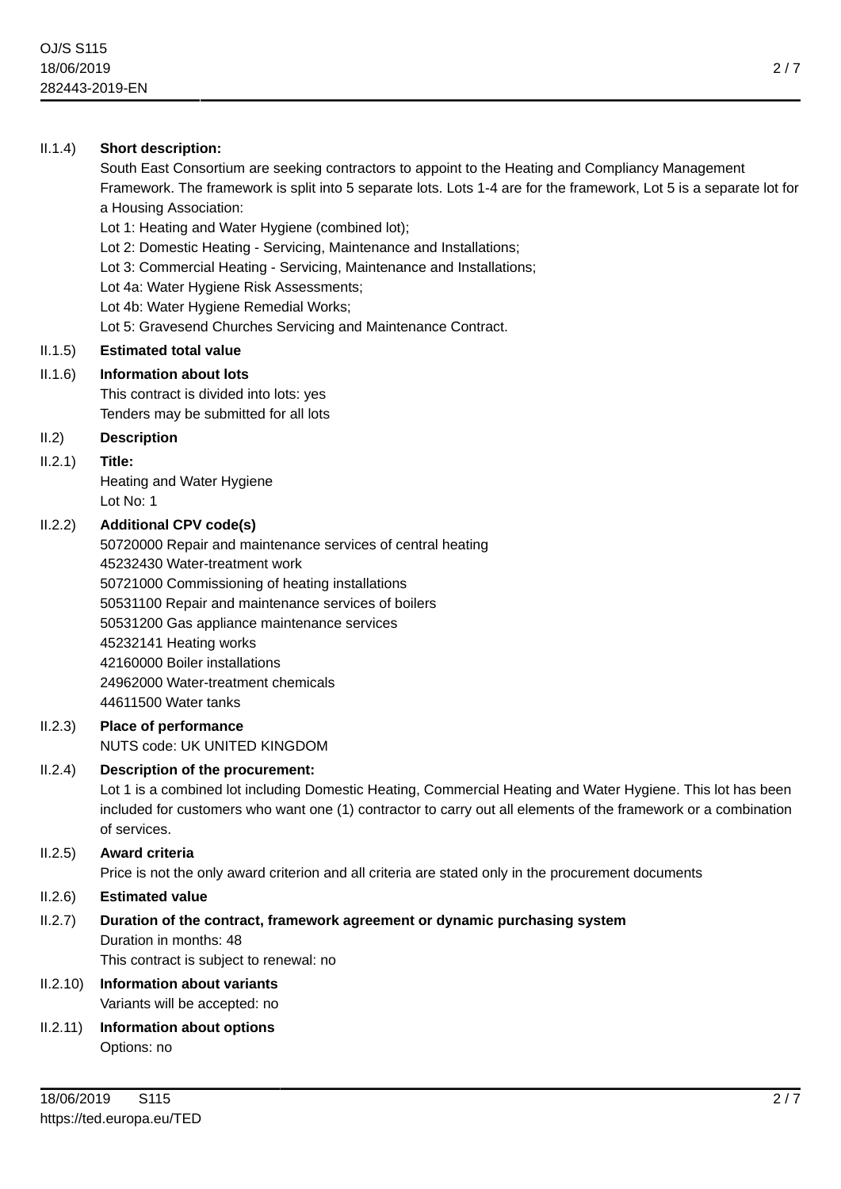II.1.4) **Short description:**

South East Consortium are seeking contractors to appoint to the Heating and Compliancy Management Framework. The framework is split into 5 separate lots. Lots 1-4 are for the framework, Lot 5 is a separate lot for a Housing Association:

Lot 1: Heating and Water Hygiene (combined lot);

Lot 2: Domestic Heating - Servicing, Maintenance and Installations;

Lot 3: Commercial Heating - Servicing, Maintenance and Installations;

Lot 4a: Water Hygiene Risk Assessments;

Lot 4b: Water Hygiene Remedial Works;

Lot 5: Gravesend Churches Servicing and Maintenance Contract.

II.1.5) **Estimated total value**

II.1.6) **Information about lots**

This contract is divided into lots: yes

Tenders may be submitted for all lots

II.2) **Description**

II.2.1) **Title:**

Heating and Water Hygiene

Lot No: 1

II.2.2) **Additional CPV code(s)**

50720000 Repair and maintenance services of central heating

45232430 Water-treatment work

50721000 Commissioning of heating installations

50531100 Repair and maintenance services of boilers

50531200 Gas appliance maintenance services

45232141 Heating works

42160000 Boiler installations

24962000 Water-treatment chemicals

44611500 Water tanks

II.2.3) **Place of performance**

NUTS code: UK UNITED KINGDOM

II.2.4) **Description of the procurement:**

Lot 1 is a combined lot including Domestic Heating, Commercial Heating and Water Hygiene. This lot has been included for customers who want one (1) contractor to carry out all elements of the framework or a combination of services.

II.2.5) **Award criteria**

Price is not the only award criterion and all criteria are stated only in the procurement documents

II.2.6) **Estimated value**

II.2.7) **Duration of the contract, framework agreement or dynamic purchasing system**

Duration in months: 48

This contract is subject to renewal: no

II.2.10) **Information about variants**

Variants will be accepted: no

II.2.11) **Information about options**

Options: no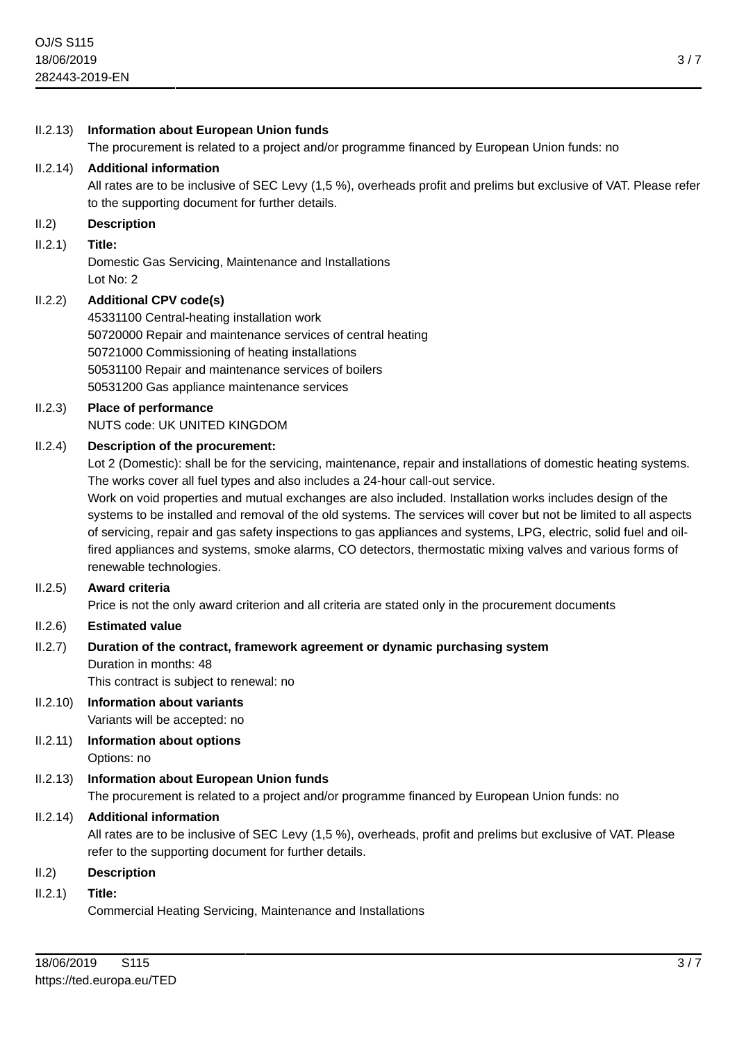II.2.13) **Information about European Union funds**

The procurement is related to a project and/or programme financed by European Union funds: no

II.2.14) **Additional information**

All rates are to be inclusive of SEC Levy (1,5 %), overheads profit and prelims but exclusive of VAT. Please refer to the supporting document for further details.

II.2) **Description**

II.2.1) **Title:**

Domestic Gas Servicing, Maintenance and Installations

Lot No: 2

II.2.2) **Additional CPV code(s)**

45331100 Central-heating installation work
50720000 Repair and maintenance services of central heating
50721000 Commissioning of heating installations
50531100 Repair and maintenance services of boilers
50531200 Gas appliance maintenance services

II.2.3) **Place of performance**

NUTS code: UK UNITED KINGDOM

II.2.4) **Description of the procurement:**

Lot 2 (Domestic): shall be for the servicing, maintenance, repair and installations of domestic heating systems. The works cover all fuel types and also includes a 24-hour call-out service.

Work on void properties and mutual exchanges are also included. Installation works includes design of the systems to be installed and removal of the old systems. The services will cover but not be limited to all aspects of servicing, repair and gas safety inspections to gas appliances and systems, LPG, electric, solid fuel and oil-fired appliances and systems, smoke alarms, CO detectors, thermostatic mixing valves and various forms of renewable technologies.

II.2.5) **Award criteria**

Price is not the only award criterion and all criteria are stated only in the procurement documents

II.2.6) **Estimated value**

II.2.7) **Duration of the contract, framework agreement or dynamic purchasing system**

Duration in months: 48

This contract is subject to renewal: no

II.2.10) **Information about variants**

Variants will be accepted: no

II.2.11) **Information about options**

Options: no

II.2.13) **Information about European Union funds**

The procurement is related to a project and/or programme financed by European Union funds: no

II.2.14) **Additional information**

All rates are to be inclusive of SEC Levy (1,5 %), overheads, profit and prelims but exclusive of VAT. Please refer to the supporting document for further details.

II.2) **Description**

II.2.1) **Title:**

Commercial Heating Servicing, Maintenance and Installations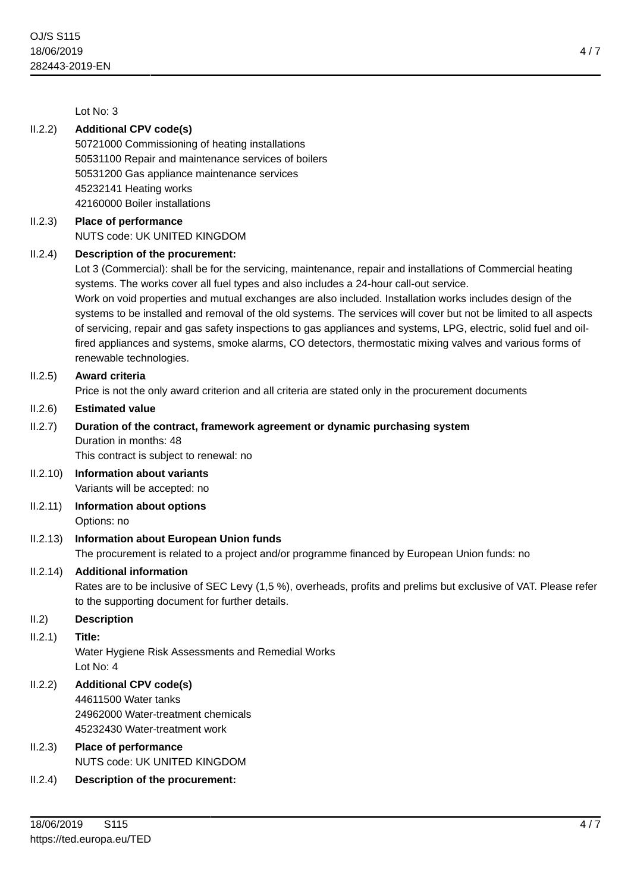Lot No: 3

II.2.2) **Additional CPV code(s)**

50721000 Commissioning of heating installations
50531100 Repair and maintenance services of boilers
50531200 Gas appliance maintenance services
45232141 Heating works
42160000 Boiler installations

II.2.3) **Place of performance**

NUTS code: UK UNITED KINGDOM

II.2.4) **Description of the procurement:**

Lot 3 (Commercial): shall be for the servicing, maintenance, repair and installations of Commercial heating systems. The works cover all fuel types and also includes a 24-hour call-out service.
Work on void properties and mutual exchanges are also included. Installation works includes design of the systems to be installed and removal of the old systems. The services will cover but not be limited to all aspects of servicing, repair and gas safety inspections to gas appliances and systems, LPG, electric, solid fuel and oil-fired appliances and systems, smoke alarms, CO detectors, thermostatic mixing valves and various forms of renewable technologies.

II.2.5) **Award criteria**

Price is not the only award criterion and all criteria are stated only in the procurement documents

II.2.6) **Estimated value**

II.2.7) **Duration of the contract, framework agreement or dynamic purchasing system**

Duration in months: 48
This contract is subject to renewal: no

II.2.10) **Information about variants**

Variants will be accepted: no

II.2.11) **Information about options**

Options: no

II.2.13) **Information about European Union funds**

The procurement is related to a project and/or programme financed by European Union funds: no

II.2.14) **Additional information**

Rates are to be inclusive of SEC Levy (1,5 %), overheads, profits and prelims but exclusive of VAT. Please refer to the supporting document for further details.

II.2) **Description**

II.2.1) **Title:**

Water Hygiene Risk Assessments and Remedial Works
Lot No: 4

II.2.2) **Additional CPV code(s)**

44611500 Water tanks
24962000 Water-treatment chemicals
45232430 Water-treatment work

II.2.3) **Place of performance**

NUTS code: UK UNITED KINGDOM

II.2.4) **Description of the procurement:**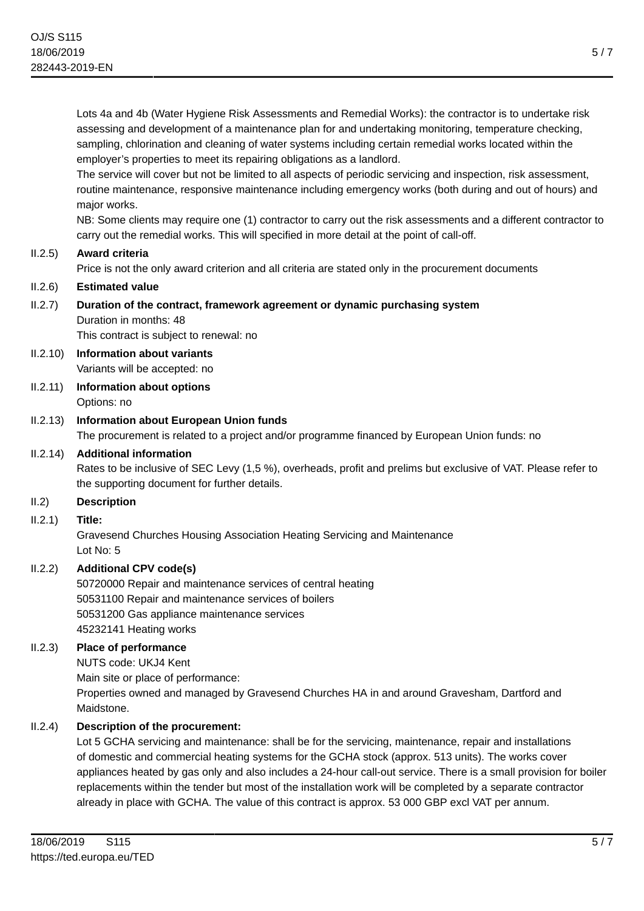Lots 4a and 4b (Water Hygiene Risk Assessments and Remedial Works): the contractor is to undertake risk assessing and development of a maintenance plan for and undertaking monitoring, temperature checking, sampling, chlorination and cleaning of water systems including certain remedial works located within the employer's properties to meet its repairing obligations as a landlord.

The service will cover but not be limited to all aspects of periodic servicing and inspection, risk assessment, routine maintenance, responsive maintenance including emergency works (both during and out of hours) and major works.

NB: Some clients may require one (1) contractor to carry out the risk assessments and a different contractor to carry out the remedial works. This will specified in more detail at the point of call-off.

II.2.5) **Award criteria**

Price is not the only award criterion and all criteria are stated only in the procurement documents

II.2.6) **Estimated value**

II.2.7) **Duration of the contract, framework agreement or dynamic purchasing system**

Duration in months: 48

This contract is subject to renewal: no

II.2.10) **Information about variants**

Variants will be accepted: no

II.2.11) **Information about options**

Options: no

II.2.13) **Information about European Union funds**

The procurement is related to a project and/or programme financed by European Union funds: no

II.2.14) **Additional information**

Rates to be inclusive of SEC Levy (1,5 %), overheads, profit and prelims but exclusive of VAT. Please refer to the supporting document for further details.

II.2) **Description**

II.2.1) **Title:**

Gravesend Churches Housing Association Heating Servicing and Maintenance

Lot No: 5

II.2.2) **Additional CPV code(s)**

50720000 Repair and maintenance services of central heating

50531100 Repair and maintenance services of boilers

50531200 Gas appliance maintenance services

45232141 Heating works

II.2.3) **Place of performance**

NUTS code: UKJ4 Kent

Main site or place of performance:

Properties owned and managed by Gravesend Churches HA in and around Gravesham, Dartford and Maidstone.

II.2.4) **Description of the procurement:**

Lot 5 GCHA servicing and maintenance: shall be for the servicing, maintenance, repair and installations of domestic and commercial heating systems for the GCHA stock (approx. 513 units). The works cover appliances heated by gas only and also includes a 24-hour call-out service. There is a small provision for boiler replacements within the tender but most of the installation work will be completed by a separate contractor already in place with GCHA. The value of this contract is approx. 53 000 GBP excl VAT per annum.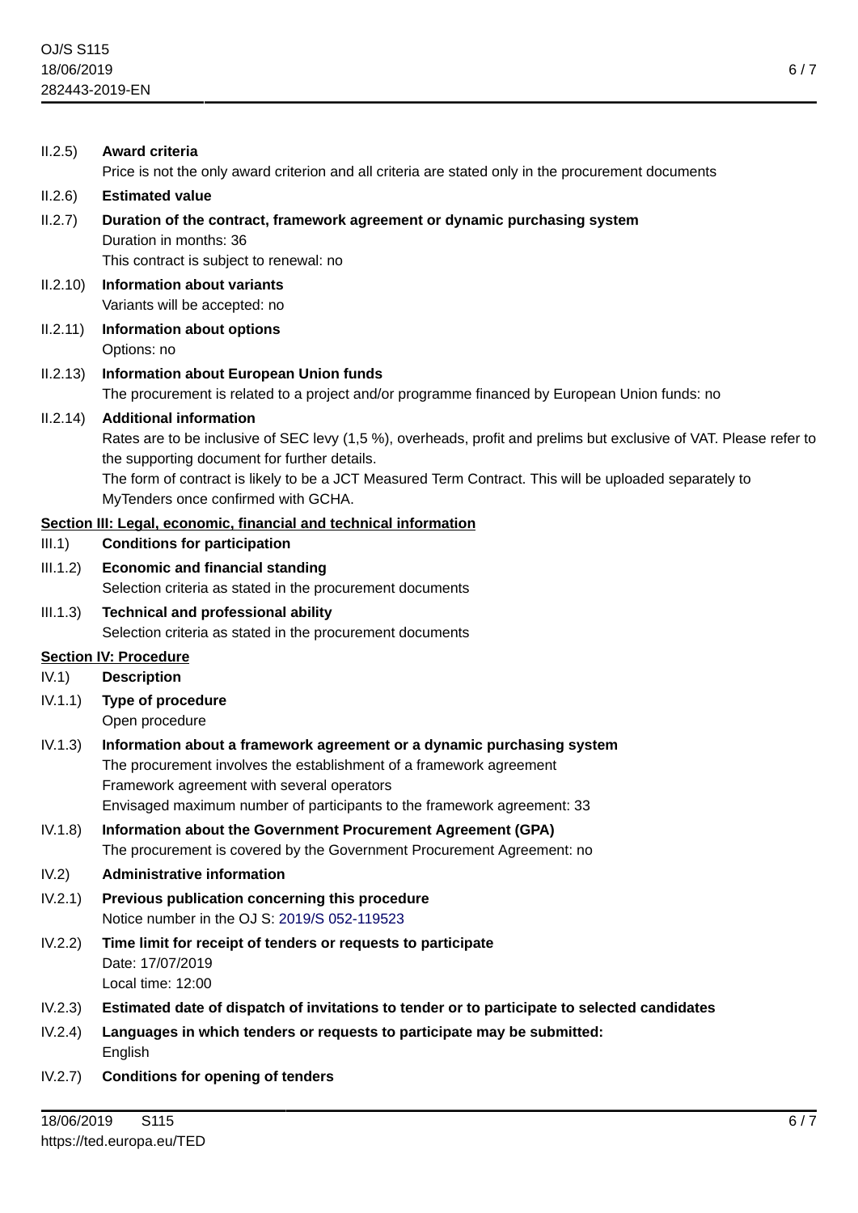II.2.5) **Award criteria**

Price is not the only award criterion and all criteria are stated only in the procurement documents

II.2.6) **Estimated value**

II.2.7) **Duration of the contract, framework agreement or dynamic purchasing system**

Duration in months: 36

This contract is subject to renewal: no

II.2.10) **Information about variants**

Variants will be accepted: no

II.2.11) **Information about options**

Options: no

II.2.13) **Information about European Union funds**

The procurement is related to a project and/or programme financed by European Union funds: no

II.2.14) **Additional information**

Rates are to be inclusive of SEC levy (1,5 %), overheads, profit and prelims but exclusive of VAT. Please refer to the supporting document for further details.

The form of contract is likely to be a JCT Measured Term Contract. This will be uploaded separately to MyTenders once confirmed with GCHA.

## Section III: Legal, economic, financial and technical information

III.1) **Conditions for participation**

III.1.2) **Economic and financial standing**

Selection criteria as stated in the procurement documents

III.1.3) **Technical and professional ability**

Selection criteria as stated in the procurement documents

## Section IV: Procedure

IV.1) **Description**

IV.1.1) **Type of procedure**

Open procedure

IV.1.3) **Information about a framework agreement or a dynamic purchasing system**

The procurement involves the establishment of a framework agreement

Framework agreement with several operators

Envisaged maximum number of participants to the framework agreement: 33

IV.1.8) **Information about the Government Procurement Agreement (GPA)**

The procurement is covered by the Government Procurement Agreement: no

IV.2) **Administrative information**

IV.2.1) **Previous publication concerning this procedure**

Notice number in the OJ S: 2019/S 052-119523

IV.2.2) **Time limit for receipt of tenders or requests to participate**

Date: 17/07/2019

Local time: 12:00

IV.2.3) **Estimated date of dispatch of invitations to tender or to participate to selected candidates**

IV.2.4) **Languages in which tenders or requests to participate may be submitted:**

English

IV.2.7) **Conditions for opening of tenders**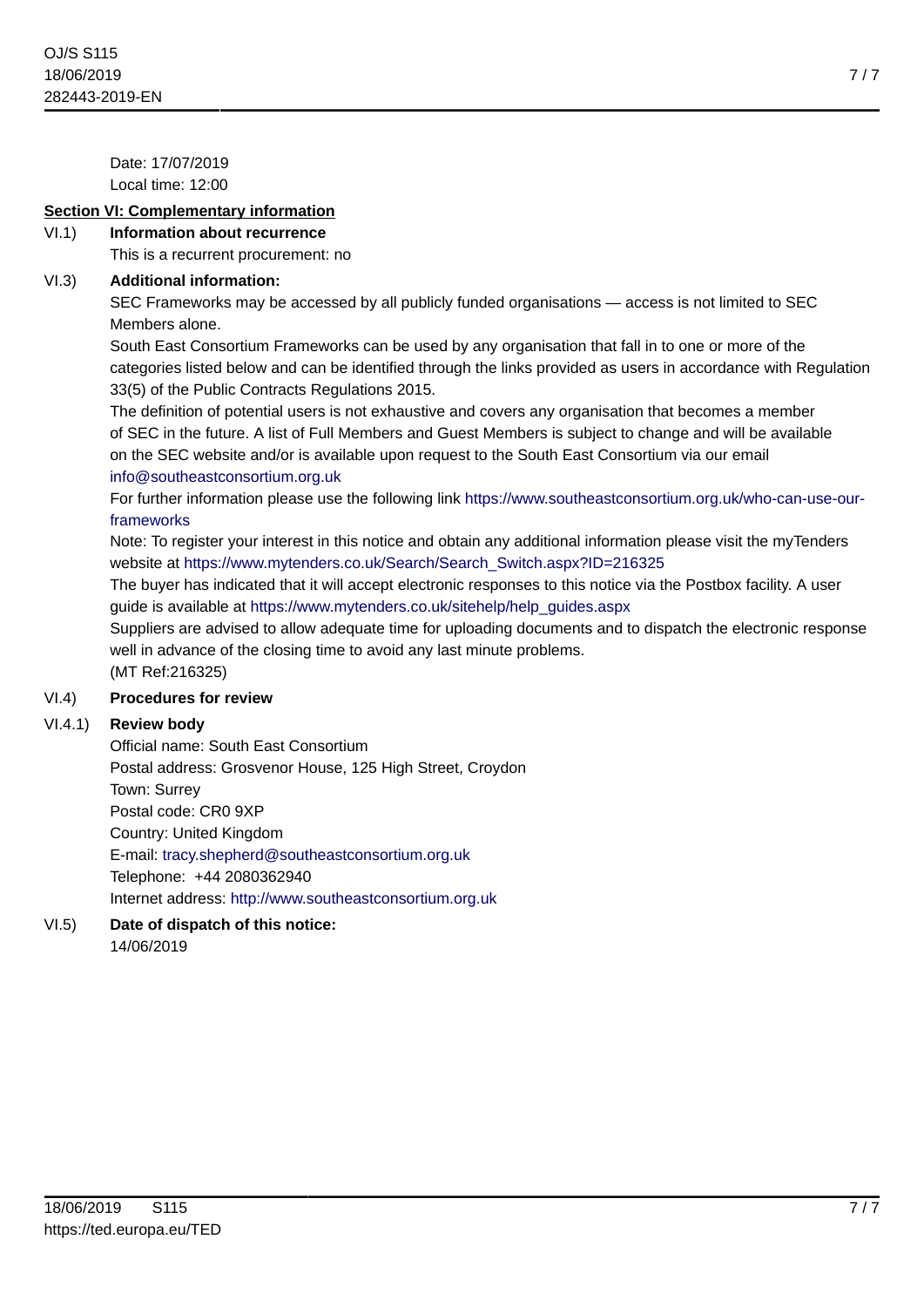Date: 17/07/2019

Local time: 12:00

## Section VI: Complementary information

**VI.1) Information about recurrence**

This is a recurrent procurement: no

**VI.3) Additional information:**

SEC Frameworks may be accessed by all publicly funded organisations — access is not limited to SEC Members alone.

South East Consortium Frameworks can be used by any organisation that fall in to one or more of the categories listed below and can be identified through the links provided as users in accordance with Regulation 33(5) of the Public Contracts Regulations 2015.

The definition of potential users is not exhaustive and covers any organisation that becomes a member of SEC in the future. A list of Full Members and Guest Members is subject to change and will be available on the SEC website and/or is available upon request to the South East Consortium via our email info@southeastconsortium.org.uk

For further information please use the following link https://www.southeastconsortium.org.uk/who-can-use-our-frameworks

Note: To register your interest in this notice and obtain any additional information please visit the myTenders website at https://www.mytenders.co.uk/Search/Search_Switch.aspx?ID=216325

The buyer has indicated that it will accept electronic responses to this notice via the Postbox facility. A user guide is available at https://www.mytenders.co.uk/sitehelp/help_guides.aspx

Suppliers are advised to allow adequate time for uploading documents and to dispatch the electronic response well in advance of the closing time to avoid any last minute problems.

(MT Ref:216325)

**VI.4) Procedures for review**

**VI.4.1) Review body**

Official name: South East Consortium

Postal address: Grosvenor House, 125 High Street, Croydon

Town: Surrey

Postal code: CR0 9XP

Country: United Kingdom

E-mail: tracy.shepherd@southeastconsortium.org.uk

Telephone: +44 2080362940

Internet address: http://www.southeastconsortium.org.uk

**VI.5) Date of dispatch of this notice:**

14/06/2019